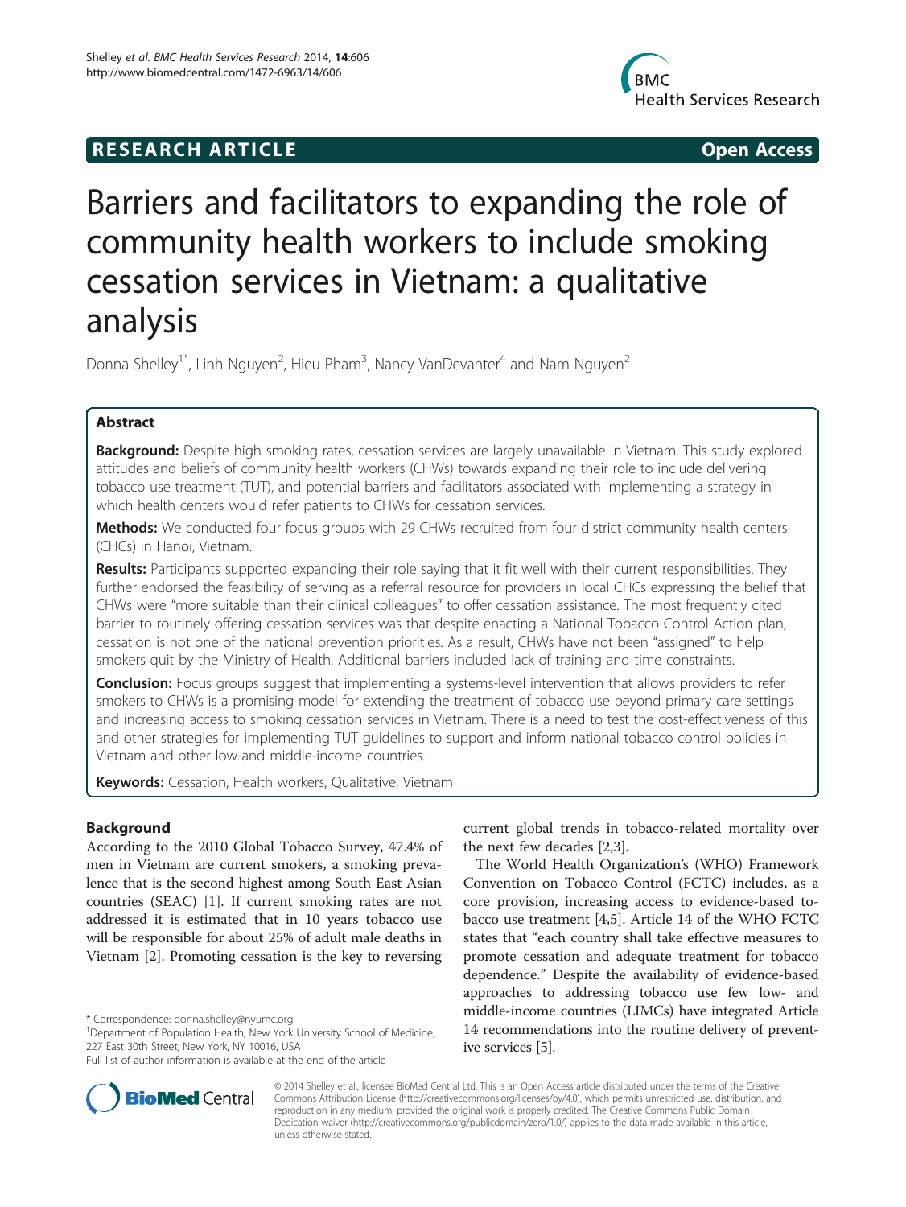# RESEARCH ARTICLE Open Access

# Barriers and facilitators to expanding the role of community health workers to include smoking cessation services in Vietnam: a qualitative analysis

Donna Shelley[1*], Linh Nguyen[2], Hieu Pham[3], Nancy VanDevanter[4] and Nam Nguyen[2]

## Abstract

**Background:** Despite high smoking rates, cessation services are largely unavailable in Vietnam. This study explored attitudes and beliefs of community health workers (CHWs) towards expanding their role to include delivering tobacco use treatment (TUT), and potential barriers and facilitators associated with implementing a strategy in which health centers would refer patients to CHWs for cessation services.

**Methods:** We conducted four focus groups with 29 CHWs recruited from four district community health centers (CHCs) in Hanoi, Vietnam.

**Results:** Participants supported expanding their role saying that it fit well with their current responsibilities. They further endorsed the feasibility of serving as a referral resource for providers in local CHCs expressing the belief that CHWs were "more suitable than their clinical colleagues" to offer cessation assistance. The most frequently cited barrier to routinely offering cessation services was that despite enacting a National Tobacco Control Action plan, cessation is not one of the national prevention priorities. As a result, CHWs have not been "assigned" to help smokers quit by the Ministry of Health. Additional barriers included lack of training and time constraints.

**Conclusion:** Focus groups suggest that implementing a systems-level intervention that allows providers to refer smokers to CHWs is a promising model for extending the treatment of tobacco use beyond primary care settings and increasing access to smoking cessation services in Vietnam. There is a need to test the cost-effectiveness of this and other strategies for implementing TUT guidelines to support and inform national tobacco control policies in Vietnam and other low-and middle-income countries.

**Keywords:** Cessation, Health workers, Qualitative, Vietnam

## Background

According to the 2010 Global Tobacco Survey, 47.4% of men in Vietnam are current smokers, a smoking prevalence that is the second highest among South East Asian countries (SEAC) [1]. If current smoking rates are not addressed it is estimated that in 10 years tobacco use will be responsible for about 25% of adult male deaths in Vietnam [2]. Promoting cessation is the key to reversing current global trends in tobacco-related mortality over the next few decades [2,3].

The World Health Organization's (WHO) Framework Convention on Tobacco Control (FCTC) includes, as a core provision, increasing access to evidence-based tobacco use treatment [4,5]. Article 14 of the WHO FCTC states that "each country shall take effective measures to promote cessation and adequate treatment for tobacco dependence." Despite the availability of evidence-based approaches to addressing tobacco use few low- and middle-income countries (LIMCs) have integrated Article 14 recommendations into the routine delivery of preventive services [5].

\* Correspondence: donna.shelley@nyumc.org
[1]Department of Population Health, New York University School of Medicine, 227 East 30th Street, New York, NY 10016, USA
Full list of author information is available at the end of the article

© 2014 Shelley et al.; licensee BioMed Central Ltd. This is an Open Access article distributed under the terms of the Creative Commons Attribution License (http://creativecommons.org/licenses/by/4.0), which permits unrestricted use, distribution, and reproduction in any medium, provided the original work is properly credited. The Creative Commons Public Domain Dedication waiver (http://creativecommons.org/publicdomain/zero/1.0/) applies to the data made available in this article, unless otherwise stated.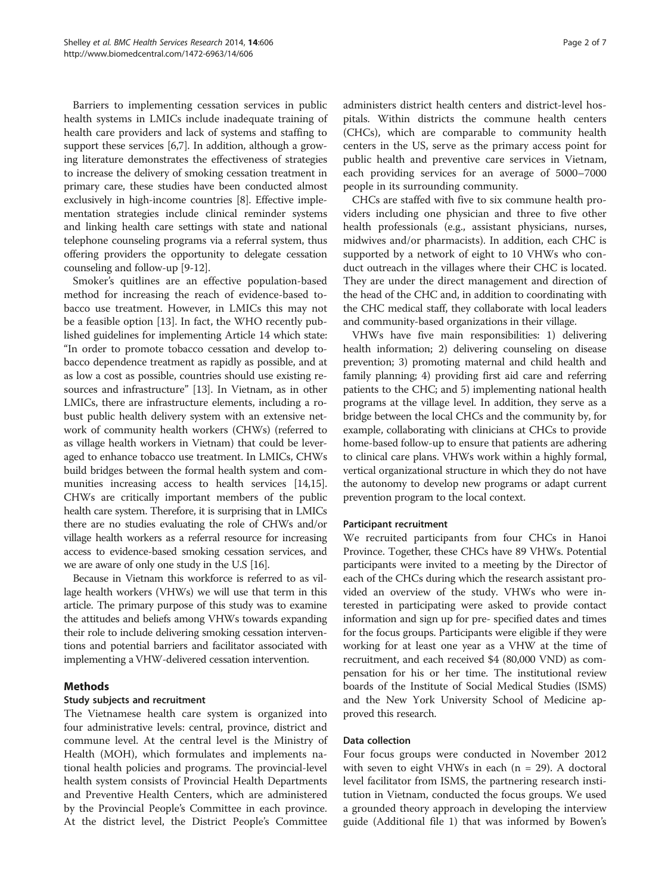Barriers to implementing cessation services in public health systems in LMICs include inadequate training of health care providers and lack of systems and staffing to support these services [6,7]. In addition, although a growing literature demonstrates the effectiveness of strategies to increase the delivery of smoking cessation treatment in primary care, these studies have been conducted almost exclusively in high-income countries [8]. Effective implementation strategies include clinical reminder systems and linking health care settings with state and national telephone counseling programs via a referral system, thus offering providers the opportunity to delegate cessation counseling and follow-up [9-12].

Smoker's quitlines are an effective population-based method for increasing the reach of evidence-based tobacco use treatment. However, in LMICs this may not be a feasible option [13]. In fact, the WHO recently published guidelines for implementing Article 14 which state: "In order to promote tobacco cessation and develop tobacco dependence treatment as rapidly as possible, and at as low a cost as possible, countries should use existing resources and infrastructure" [13]. In Vietnam, as in other LMICs, there are infrastructure elements, including a robust public health delivery system with an extensive network of community health workers (CHWs) (referred to as village health workers in Vietnam) that could be leveraged to enhance tobacco use treatment. In LMICs, CHWs build bridges between the formal health system and communities increasing access to health services [14,15]. CHWs are critically important members of the public health care system. Therefore, it is surprising that in LMICs there are no studies evaluating the role of CHWs and/or village health workers as a referral resource for increasing access to evidence-based smoking cessation services, and we are aware of only one study in the U.S [16].

Because in Vietnam this workforce is referred to as village health workers (VHWs) we will use that term in this article. The primary purpose of this study was to examine the attitudes and beliefs among VHWs towards expanding their role to include delivering smoking cessation interventions and potential barriers and facilitator associated with implementing a VHW-delivered cessation intervention.

## Methods

### Study subjects and recruitment

The Vietnamese health care system is organized into four administrative levels: central, province, district and commune level. At the central level is the Ministry of Health (MOH), which formulates and implements national health policies and programs. The provincial-level health system consists of Provincial Health Departments and Preventive Health Centers, which are administered by the Provincial People's Committee in each province. At the district level, the District People's Committee administers district health centers and district-level hospitals. Within districts the commune health centers (CHCs), which are comparable to community health centers in the US, serve as the primary access point for public health and preventive care services in Vietnam, each providing services for an average of 5000–7000 people in its surrounding community.

CHCs are staffed with five to six commune health providers including one physician and three to five other health professionals (e.g., assistant physicians, nurses, midwives and/or pharmacists). In addition, each CHC is supported by a network of eight to 10 VHWs who conduct outreach in the villages where their CHC is located. They are under the direct management and direction of the head of the CHC and, in addition to coordinating with the CHC medical staff, they collaborate with local leaders and community-based organizations in their village.

VHWs have five main responsibilities: 1) delivering health information; 2) delivering counseling on disease prevention; 3) promoting maternal and child health and family planning; 4) providing first aid care and referring patients to the CHC; and 5) implementing national health programs at the village level. In addition, they serve as a bridge between the local CHCs and the community by, for example, collaborating with clinicians at CHCs to provide home-based follow-up to ensure that patients are adhering to clinical care plans. VHWs work within a highly formal, vertical organizational structure in which they do not have the autonomy to develop new programs or adapt current prevention program to the local context.

### Participant recruitment

We recruited participants from four CHCs in Hanoi Province. Together, these CHCs have 89 VHWs. Potential participants were invited to a meeting by the Director of each of the CHCs during which the research assistant provided an overview of the study. VHWs who were interested in participating were asked to provide contact information and sign up for pre- specified dates and times for the focus groups. Participants were eligible if they were working for at least one year as a VHW at the time of recruitment, and each received $4 (80,000 VND) as compensation for his or her time. The institutional review boards of the Institute of Social Medical Studies (ISMS) and the New York University School of Medicine approved this research.

### Data collection

Four focus groups were conducted in November 2012 with seven to eight VHWs in each (n = 29). A doctoral level facilitator from ISMS, the partnering research institution in Vietnam, conducted the focus groups. We used a grounded theory approach in developing the interview guide (Additional file 1) that was informed by Bowen's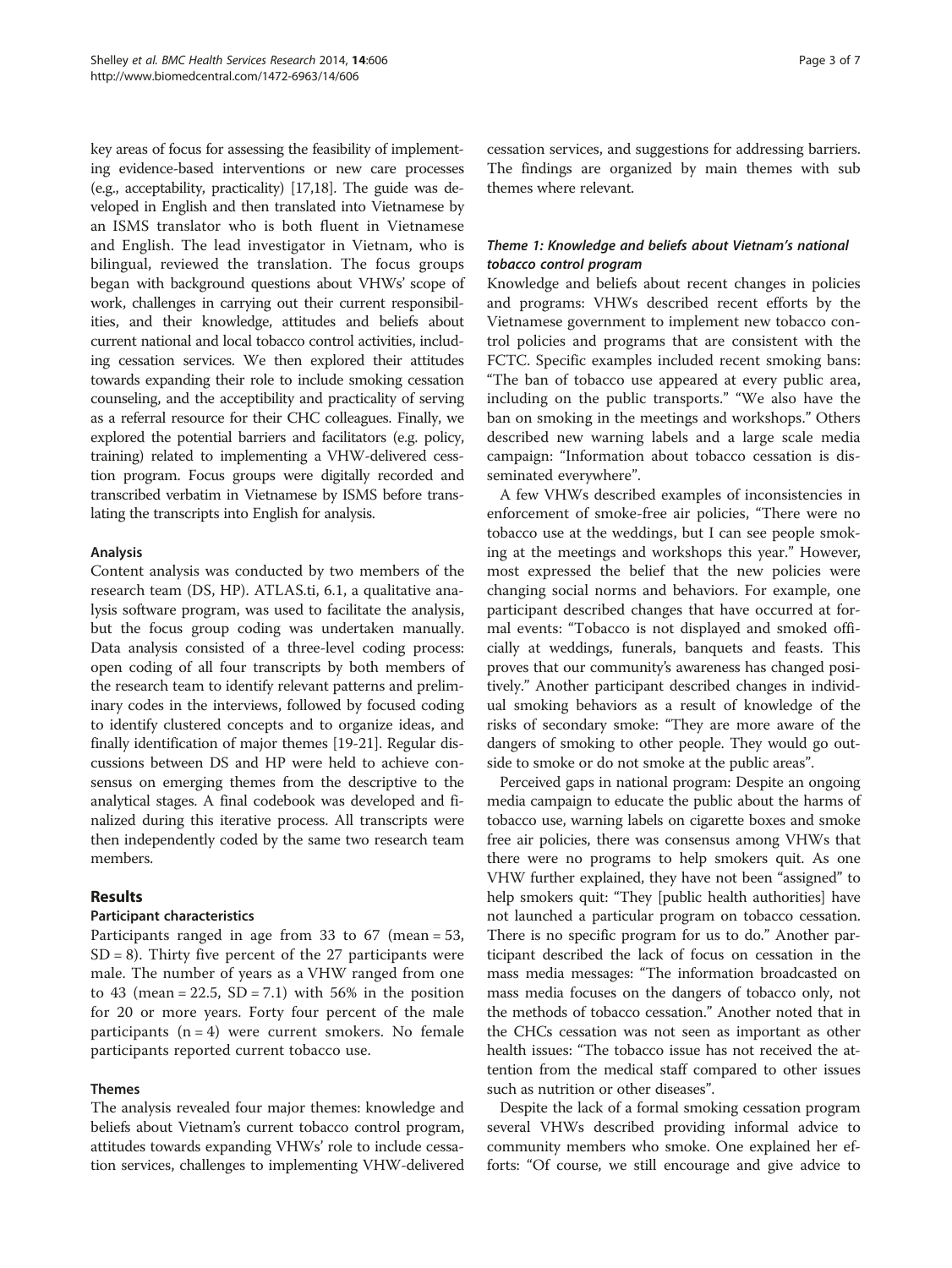key areas of focus for assessing the feasibility of implementing evidence-based interventions or new care processes (e.g., acceptability, practicality) [17,18]. The guide was developed in English and then translated into Vietnamese by an ISMS translator who is both fluent in Vietnamese and English. The lead investigator in Vietnam, who is bilingual, reviewed the translation. The focus groups began with background questions about VHWs' scope of work, challenges in carrying out their current responsibilities, and their knowledge, attitudes and beliefs about current national and local tobacco control activities, including cessation services. We then explored their attitudes towards expanding their role to include smoking cessation counseling, and the acceptibility and practicality of serving as a referral resource for their CHC colleagues. Finally, we explored the potential barriers and facilitators (e.g. policy, training) related to implementing a VHW-delivered cesstion program. Focus groups were digitally recorded and transcribed verbatim in Vietnamese by ISMS before translating the transcripts into English for analysis.

### Analysis

Content analysis was conducted by two members of the research team (DS, HP). ATLAS.ti, 6.1, a qualitative analysis software program, was used to facilitate the analysis, but the focus group coding was undertaken manually. Data analysis consisted of a three-level coding process: open coding of all four transcripts by both members of the research team to identify relevant patterns and preliminary codes in the interviews, followed by focused coding to identify clustered concepts and to organize ideas, and finally identification of major themes [19-21]. Regular discussions between DS and HP were held to achieve consensus on emerging themes from the descriptive to the analytical stages. A final codebook was developed and finalized during this iterative process. All transcripts were then independently coded by the same two research team members.

## Results

### Participant characteristics

Participants ranged in age from 33 to 67 (mean = 53, SD = 8). Thirty five percent of the 27 participants were male. The number of years as a VHW ranged from one to 43 (mean = 22.5, SD = 7.1) with 56% in the position for 20 or more years. Forty four percent of the male participants (n = 4) were current smokers. No female participants reported current tobacco use.

### Themes

The analysis revealed four major themes: knowledge and beliefs about Vietnam's current tobacco control program, attitudes towards expanding VHWs' role to include cessation services, challenges to implementing VHW-delivered cessation services, and suggestions for addressing barriers. The findings are organized by main themes with sub themes where relevant.

#### *Theme 1: Knowledge and beliefs about Vietnam's national tobacco control program*

Knowledge and beliefs about recent changes in policies and programs: VHWs described recent efforts by the Vietnamese government to implement new tobacco control policies and programs that are consistent with the FCTC. Specific examples included recent smoking bans: "The ban of tobacco use appeared at every public area, including on the public transports." "We also have the ban on smoking in the meetings and workshops." Others described new warning labels and a large scale media campaign: "Information about tobacco cessation is disseminated everywhere".

A few VHWs described examples of inconsistencies in enforcement of smoke-free air policies, "There were no tobacco use at the weddings, but I can see people smoking at the meetings and workshops this year." However, most expressed the belief that the new policies were changing social norms and behaviors. For example, one participant described changes that have occurred at formal events: "Tobacco is not displayed and smoked officially at weddings, funerals, banquets and feasts. This proves that our community's awareness has changed positively." Another participant described changes in individual smoking behaviors as a result of knowledge of the risks of secondary smoke: "They are more aware of the dangers of smoking to other people. They would go outside to smoke or do not smoke at the public areas".

Perceived gaps in national program: Despite an ongoing media campaign to educate the public about the harms of tobacco use, warning labels on cigarette boxes and smoke free air policies, there was consensus among VHWs that there were no programs to help smokers quit. As one VHW further explained, they have not been "assigned" to help smokers quit: "They [public health authorities] have not launched a particular program on tobacco cessation. There is no specific program for us to do." Another participant described the lack of focus on cessation in the mass media messages: "The information broadcasted on mass media focuses on the dangers of tobacco only, not the methods of tobacco cessation." Another noted that in the CHCs cessation was not seen as important as other health issues: "The tobacco issue has not received the attention from the medical staff compared to other issues such as nutrition or other diseases".

Despite the lack of a formal smoking cessation program several VHWs described providing informal advice to community members who smoke. One explained her efforts: "Of course, we still encourage and give advice to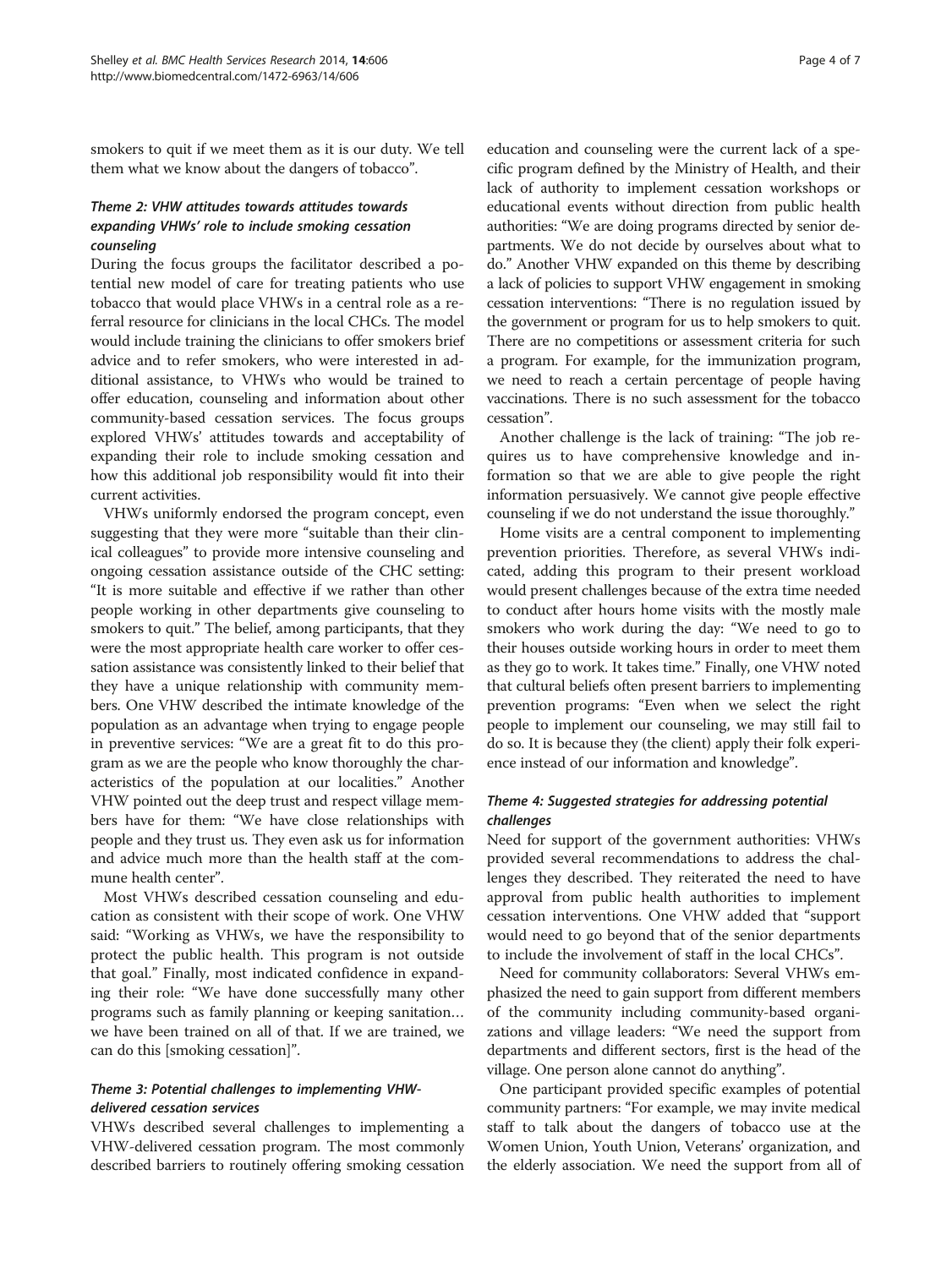smokers to quit if we meet them as it is our duty. We tell them what we know about the dangers of tobacco".

### *Theme 2: VHW attitudes towards attitudes towards expanding VHWs' role to include smoking cessation counseling*

During the focus groups the facilitator described a potential new model of care for treating patients who use tobacco that would place VHWs in a central role as a referral resource for clinicians in the local CHCs. The model would include training the clinicians to offer smokers brief advice and to refer smokers, who were interested in additional assistance, to VHWs who would be trained to offer education, counseling and information about other community-based cessation services. The focus groups explored VHWs' attitudes towards and acceptability of expanding their role to include smoking cessation and how this additional job responsibility would fit into their current activities.

VHWs uniformly endorsed the program concept, even suggesting that they were more "suitable than their clinical colleagues" to provide more intensive counseling and ongoing cessation assistance outside of the CHC setting: "It is more suitable and effective if we rather than other people working in other departments give counseling to smokers to quit." The belief, among participants, that they were the most appropriate health care worker to offer cessation assistance was consistently linked to their belief that they have a unique relationship with community members. One VHW described the intimate knowledge of the population as an advantage when trying to engage people in preventive services: "We are a great fit to do this program as we are the people who know thoroughly the characteristics of the population at our localities." Another VHW pointed out the deep trust and respect village members have for them: "We have close relationships with people and they trust us. They even ask us for information and advice much more than the health staff at the commune health center".

Most VHWs described cessation counseling and education as consistent with their scope of work. One VHW said: "Working as VHWs, we have the responsibility to protect the public health. This program is not outside that goal." Finally, most indicated confidence in expanding their role: "We have done successfully many other programs such as family planning or keeping sanitation… we have been trained on all of that. If we are trained, we can do this [smoking cessation]".

### *Theme 3: Potential challenges to implementing VHW-delivered cessation services*

VHWs described several challenges to implementing a VHW-delivered cessation program. The most commonly described barriers to routinely offering smoking cessation education and counseling were the current lack of a specific program defined by the Ministry of Health, and their lack of authority to implement cessation workshops or educational events without direction from public health authorities: "We are doing programs directed by senior departments. We do not decide by ourselves about what to do." Another VHW expanded on this theme by describing a lack of policies to support VHW engagement in smoking cessation interventions: "There is no regulation issued by the government or program for us to help smokers to quit. There are no competitions or assessment criteria for such a program. For example, for the immunization program, we need to reach a certain percentage of people having vaccinations. There is no such assessment for the tobacco cessation".

Another challenge is the lack of training: "The job requires us to have comprehensive knowledge and information so that we are able to give people the right information persuasively. We cannot give people effective counseling if we do not understand the issue thoroughly."

Home visits are a central component to implementing prevention priorities. Therefore, as several VHWs indicated, adding this program to their present workload would present challenges because of the extra time needed to conduct after hours home visits with the mostly male smokers who work during the day: "We need to go to their houses outside working hours in order to meet them as they go to work. It takes time." Finally, one VHW noted that cultural beliefs often present barriers to implementing prevention programs: "Even when we select the right people to implement our counseling, we may still fail to do so. It is because they (the client) apply their folk experience instead of our information and knowledge".

### *Theme 4: Suggested strategies for addressing potential challenges*

Need for support of the government authorities: VHWs provided several recommendations to address the challenges they described. They reiterated the need to have approval from public health authorities to implement cessation interventions. One VHW added that "support would need to go beyond that of the senior departments to include the involvement of staff in the local CHCs".

Need for community collaborators: Several VHWs emphasized the need to gain support from different members of the community including community-based organizations and village leaders: "We need the support from departments and different sectors, first is the head of the village. One person alone cannot do anything".

One participant provided specific examples of potential community partners: "For example, we may invite medical staff to talk about the dangers of tobacco use at the Women Union, Youth Union, Veterans' organization, and the elderly association. We need the support from all of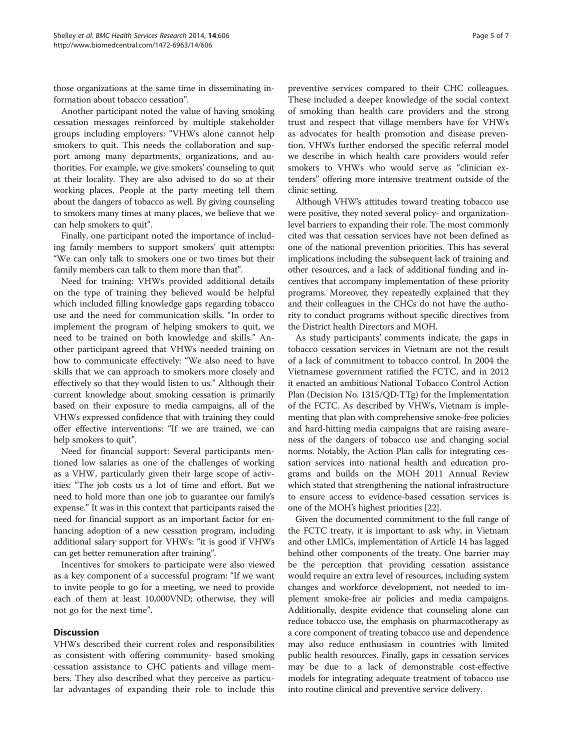those organizations at the same time in disseminating information about tobacco cessation".

Another participant noted the value of having smoking cessation messages reinforced by multiple stakeholder groups including employers: "VHWs alone cannot help smokers to quit. This needs the collaboration and support among many departments, organizations, and authorities. For example, we give smokers' counseling to quit at their locality. They are also advised to do so at their working places. People at the party meeting tell them about the dangers of tobacco as well. By giving counseling to smokers many times at many places, we believe that we can help smokers to quit".

Finally, one participant noted the importance of including family members to support smokers' quit attempts: "We can only talk to smokers one or two times but their family members can talk to them more than that".

Need for training: VHWs provided additional details on the type of training they believed would be helpful which included filling knowledge gaps regarding tobacco use and the need for communication skills. "In order to implement the program of helping smokers to quit, we need to be trained on both knowledge and skills." Another participant agreed that VHWs needed training on how to communicate effectively: "We also need to have skills that we can approach to smokers more closely and effectively so that they would listen to us." Although their current knowledge about smoking cessation is primarily based on their exposure to media campaigns, all of the VHWs expressed confidence that with training they could offer effective interventions: "If we are trained, we can help smokers to quit".

Need for financial support: Several participants mentioned low salaries as one of the challenges of working as a VHW, particularly given their large scope of activities: "The job costs us a lot of time and effort. But we need to hold more than one job to guarantee our family's expense." It was in this context that participants raised the need for financial support as an important factor for enhancing adoption of a new cessation program, including additional salary support for VHWs: "it is good if VHWs can get better remuneration after training".

Incentives for smokers to participate were also viewed as a key component of a successful program: "If we want to invite people to go for a meeting, we need to provide each of them at least 10,000VND; otherwise, they will not go for the next time".

## Discussion

VHWs described their current roles and responsibilities as consistent with offering community- based smoking cessation assistance to CHC patients and village members. They also described what they perceive as particular advantages of expanding their role to include this preventive services compared to their CHC colleagues. These included a deeper knowledge of the social context of smoking than health care providers and the strong trust and respect that village members have for VHWs as advocates for health promotion and disease prevention. VHWs further endorsed the specific referral model we describe in which health care providers would refer smokers to VHWs who would serve as "clinician extenders" offering more intensive treatment outside of the clinic setting.

Although VHW's attitudes toward treating tobacco use were positive, they noted several policy- and organization-level barriers to expanding their role. The most commonly cited was that cessation services have not been defined as one of the national prevention priorities. This has several implications including the subsequent lack of training and other resources, and a lack of additional funding and incentives that accompany implementation of these priority programs. Moreover, they repeatedly explained that they and their colleagues in the CHCs do not have the authority to conduct programs without specific directives from the District health Directors and MOH.

As study participants' comments indicate, the gaps in tobacco cessation services in Vietnam are not the result of a lack of commitment to tobacco control. In 2004 the Vietnamese government ratified the FCTC, and in 2012 it enacted an ambitious National Tobacco Control Action Plan (Decision No. 1315/QD-TTg) for the Implementation of the FCTC. As described by VHWs, Vietnam is implementing that plan with comprehensive smoke-free policies and hard-hitting media campaigns that are raising awareness of the dangers of tobacco use and changing social norms. Notably, the Action Plan calls for integrating cessation services into national health and education programs and builds on the MOH 2011 Annual Review which stated that strengthening the national infrastructure to ensure access to evidence-based cessation services is one of the MOH's highest priorities [22].

Given the documented commitment to the full range of the FCTC treaty, it is important to ask why, in Vietnam and other LMICs, implementation of Article 14 has lagged behind other components of the treaty. One barrier may be the perception that providing cessation assistance would require an extra level of resources, including system changes and workforce development, not needed to implement smoke-free air policies and media campaigns. Additionally, despite evidence that counseling alone can reduce tobacco use, the emphasis on pharmacotherapy as a core component of treating tobacco use and dependence may also reduce enthusiasm in countries with limited public health resources. Finally, gaps in cessation services may be due to a lack of demonstrable cost-effective models for integrating adequate treatment of tobacco use into routine clinical and preventive service delivery.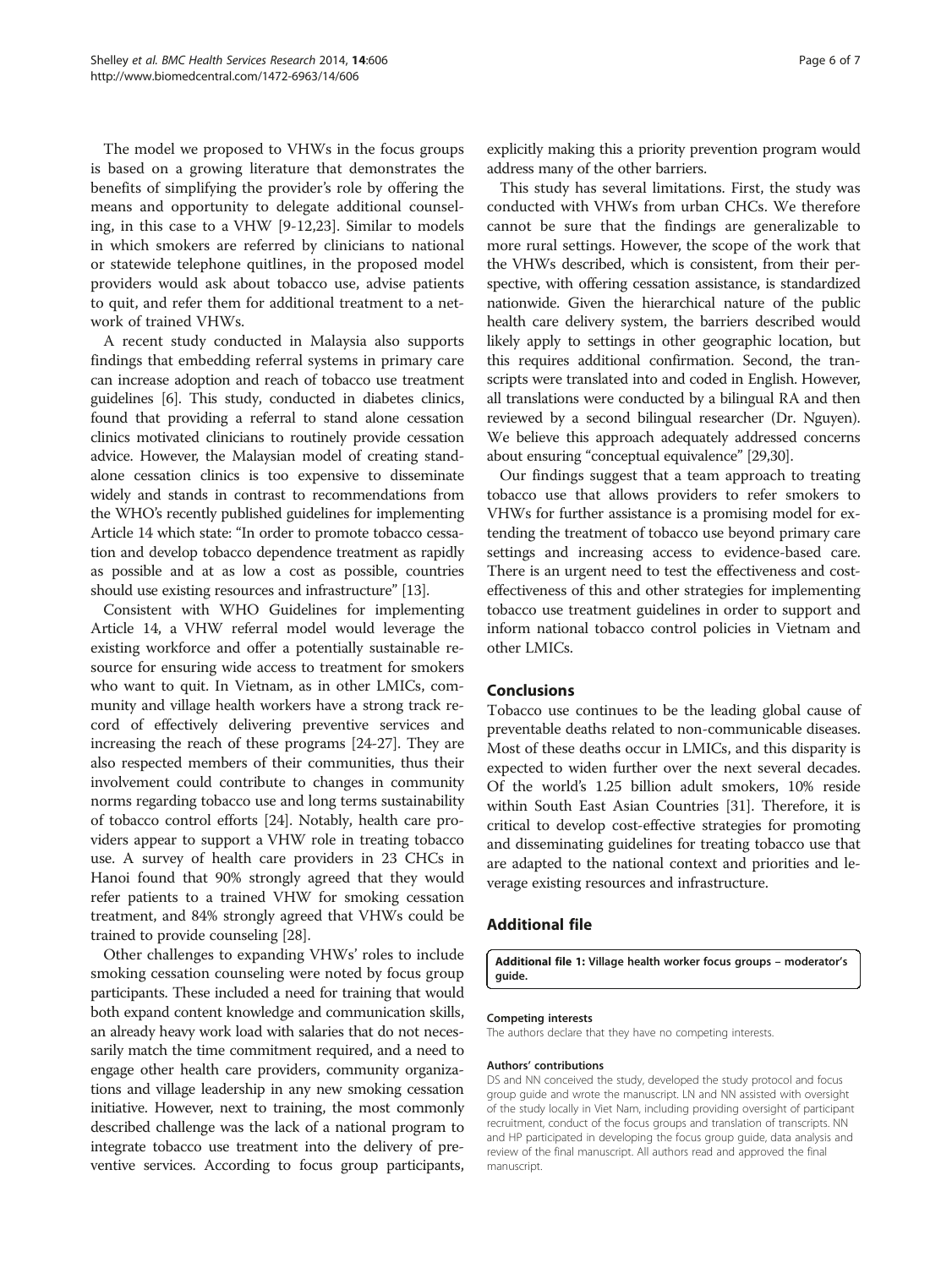The model we proposed to VHWs in the focus groups is based on a growing literature that demonstrates the benefits of simplifying the provider's role by offering the means and opportunity to delegate additional counseling, in this case to a VHW [9-12,23]. Similar to models in which smokers are referred by clinicians to national or statewide telephone quitlines, in the proposed model providers would ask about tobacco use, advise patients to quit, and refer them for additional treatment to a network of trained VHWs.

A recent study conducted in Malaysia also supports findings that embedding referral systems in primary care can increase adoption and reach of tobacco use treatment guidelines [6]. This study, conducted in diabetes clinics, found that providing a referral to stand alone cessation clinics motivated clinicians to routinely provide cessation advice. However, the Malaysian model of creating standalone cessation clinics is too expensive to disseminate widely and stands in contrast to recommendations from the WHO's recently published guidelines for implementing Article 14 which state: "In order to promote tobacco cessation and develop tobacco dependence treatment as rapidly as possible and at as low a cost as possible, countries should use existing resources and infrastructure" [13].

Consistent with WHO Guidelines for implementing Article 14, a VHW referral model would leverage the existing workforce and offer a potentially sustainable resource for ensuring wide access to treatment for smokers who want to quit. In Vietnam, as in other LMICs, community and village health workers have a strong track record of effectively delivering preventive services and increasing the reach of these programs [24-27]. They are also respected members of their communities, thus their involvement could contribute to changes in community norms regarding tobacco use and long terms sustainability of tobacco control efforts [24]. Notably, health care providers appear to support a VHW role in treating tobacco use. A survey of health care providers in 23 CHCs in Hanoi found that 90% strongly agreed that they would refer patients to a trained VHW for smoking cessation treatment, and 84% strongly agreed that VHWs could be trained to provide counseling [28].

Other challenges to expanding VHWs' roles to include smoking cessation counseling were noted by focus group participants. These included a need for training that would both expand content knowledge and communication skills, an already heavy work load with salaries that do not necessarily match the time commitment required, and a need to engage other health care providers, community organizations and village leadership in any new smoking cessation initiative. However, next to training, the most commonly described challenge was the lack of a national program to integrate tobacco use treatment into the delivery of preventive services. According to focus group participants, explicitly making this a priority prevention program would address many of the other barriers.

This study has several limitations. First, the study was conducted with VHWs from urban CHCs. We therefore cannot be sure that the findings are generalizable to more rural settings. However, the scope of the work that the VHWs described, which is consistent, from their perspective, with offering cessation assistance, is standardized nationwide. Given the hierarchical nature of the public health care delivery system, the barriers described would likely apply to settings in other geographic location, but this requires additional confirmation. Second, the transcripts were translated into and coded in English. However, all translations were conducted by a bilingual RA and then reviewed by a second bilingual researcher (Dr. Nguyen). We believe this approach adequately addressed concerns about ensuring "conceptual equivalence" [29,30].

Our findings suggest that a team approach to treating tobacco use that allows providers to refer smokers to VHWs for further assistance is a promising model for extending the treatment of tobacco use beyond primary care settings and increasing access to evidence-based care. There is an urgent need to test the effectiveness and cost-effectiveness of this and other strategies for implementing tobacco use treatment guidelines in order to support and inform national tobacco control policies in Vietnam and other LMICs.

## Conclusions

Tobacco use continues to be the leading global cause of preventable deaths related to non-communicable diseases. Most of these deaths occur in LMICs, and this disparity is expected to widen further over the next several decades. Of the world's 1.25 billion adult smokers, 10% reside within South East Asian Countries [31]. Therefore, it is critical to develop cost-effective strategies for promoting and disseminating guidelines for treating tobacco use that are adapted to the national context and priorities and leverage existing resources and infrastructure.

## Additional file

**Additional file 1: Village health worker focus groups – moderator's guide.**

#### Competing interests

The authors declare that they have no competing interests.

#### Authors' contributions

DS and NN conceived the study, developed the study protocol and focus group guide and wrote the manuscript. LN and NN assisted with oversight of the study locally in Viet Nam, including providing oversight of participant recruitment, conduct of the focus groups and translation of transcripts. NN and HP participated in developing the focus group guide, data analysis and review of the final manuscript. All authors read and approved the final manuscript.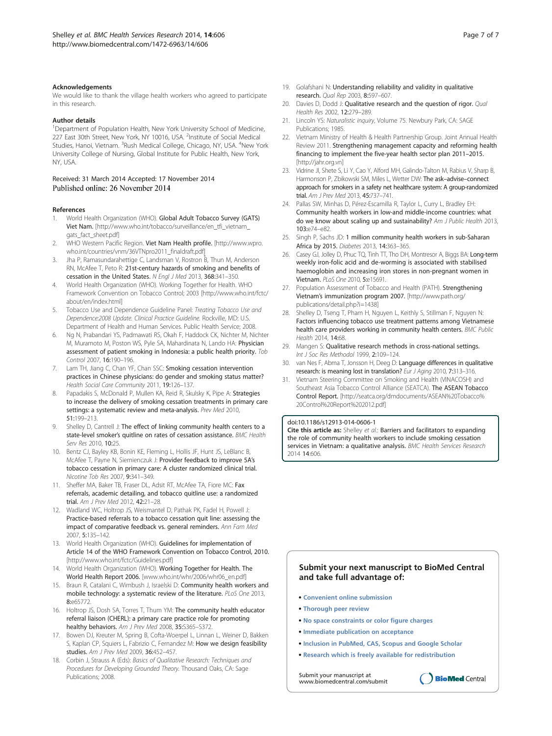#### Acknowledgements

We would like to thank the village health workers who agreed to participate in this research.

#### Author details

[1]Department of Population Health, New York University School of Medicine, 227 East 30th Street, New York, NY 10016, USA. [2]Institute of Social Medical Studies, Hanoi, Vietnam. [3]Rush Medical College, Chicago, NY, USA. [4]New York University College of Nursing, Global Institute for Public Health, New York, NY, USA.

Received: 31 March 2014 Accepted: 17 November 2014
Published online: 26 November 2014

#### References

1. World Health Organization (WHO). **Global Adult Tobacco Survey (GATS) Viet Nam.** [http://www.who.int/tobacco/surveillance/en_tfi_vietnam_gats_fact_sheet.pdf]
2. WHO Western Pacific Region. **Viet Nam Health profile.** [http://www.wpro.who.int/countries/vnm/36VTNpro2011_finaldraft.pdf]
3. Jha P, Ramasundarahettige C, Landsman V, Rostron B, Thun M, Anderson RN, McAfee T, Peto R: **21st-century hazards of smoking and benefits of cessation in the United States.** *N Engl J Med* 2013, **368:**341–350.
4. World Health Organization (WHO). Working Together for Health. WHO Framework Convention on Tobacco Control; 2003 [http://www.who.int/fctc/about/en/index.html]
5. Tobacco Use and Dependence Guideline Panel: *Treating Tobacco Use and Dependence:2008 Update. Clinical Practice Guideline.* Rockville, MD: U.S. Department of Health and Human Services. Public Health Service; 2008.
6. Ng N, Prabandari YS, Padmawati RS, Okah F, Haddock CK, Nichter M, Nichter M, Muramoto M, Poston WS, Pyle SA, Mahardinata N, Lando HA: **Physician assessment of patient smoking in Indonesia: a public health priority.** *Tob Control* 2007, **16:**190–196.
7. Lam TH, Jiang C, Chan YF, Chan SSC: **Smoking cessation intervention practices in Chinese physicians: do gender and smoking status matter?** *Health Social Care Community* 2011, **19:**126–137.
8. Papadakis S, McDonald P, Mullen KA, Reid R, Skulsky K, Pipe A: **Strategies to increase the delivery of smoking cessation treatments in primary care settings: a systematic review and meta-analysis.** *Prev Med* 2010, **51:**199–213.
9. Shelley D, Cantrell J: **The effect of linking community health centers to a state-level smoker's quitline on rates of cessation assistance.** *BMC Health Serv Res* 2010, **10:**25.
10. Bentz CJ, Bayley KB, Bonin KE, Fleming L, Hollis JF, Hunt JS, LeBlanc B, McAfee T, Payne N, Siemienczuk J: **Provider feedback to improve 5A's tobacco cessation in primary care: A cluster randomized clinical trial.** *Nicotine Tob Res* 2007, **9:**341–349.
11. Sheffer MA, Baker TB, Fraser DL, Adsit RT, McAfee TA, Fiore MC: **Fax referrals, academic detailing, and tobacco quitline use: a randomized trial.** *Am J Prev Med* 2012, **42:**21–28.
12. Wadland WC, Holtrop JS, Weismantel D, Pathak PK, Fadel H, Powell J: **Practice-based referrals to a tobacco cessation quit line: assessing the impact of comparative feedback vs. general reminders.** *Ann Fam Med* 2007, **5:**135–142.
13. World Health Organization (WHO). **Guidelines for implementation of Article 14 of the WHO Framework Convention on Tobacco Control, 2010.** [http://www.who.int/fctc/Guidelines.pdf]
14. World Health Organization (WHO). **Working Together for Health. The World Health Report 2006.** [www.who.int/whr/2006/whr06_en.pdf]
15. Braun R, Catalani C, Wimbush J, Israelski D: **Community health workers and mobile technology: a systematic review of the literature.** *PLoS One* 2013, **8:**e65772.
16. Holtrop JS, Dosh SA, Torres T, Thum YM: **The community health educator referral liaison (CHERL): a primary care practice role for promoting healthy behaviors.** *Am J Prev Med* 2008, **35:**S365–S372.
17. Bowen DJ, Kreuter M, Spring B, Cofta-Woerpel L, Linnan L, Weiner D, Bakken S, Kaplan CP, Squiers L, Fabrizio C, Fernandez M: **How we design feasibility studies.** *Am J Prev Med* 2009, **36:**452–457.
18. Corbin J, Strauss A (Eds): *Basics of Qualitative Research: Techniques and Procedures for Developing Grounded Theory.* Thousand Oaks, CA: Sage Publications; 2008.
19. Golafshani N: **Understanding reliability and validity in qualitative research.** *Qual Rep* 2003, **8:**597–607.
20. Davies D, Dodd J: **Qualitative research and the question of rigor.** *Qual Health Res* 2002, **12:**279–289.
21. Lincoln YS: *Naturalistic inquiry*, Volume 75. Newbury Park, CA: SAGE Publications; 1985.
22. Vietnam Ministry of Health & Health Partnership Group. Joint Annual Health Review 2011. **Strengthening management capacity and reforming health financing to implement the five-year health sector plan 2011–2015.** [http://jahr.org.vn]
23. Vidrine JI, Shete S, Li Y, Cao Y, Alford MH, Galindo-Talton M, Rabius V, Sharp B, Harmonson P, Zbikowski SM, Miles L, Wetter DW: **The ask–advise–connect approach for smokers in a safety net healthcare system: A group-randomized trial.** *Am J Prev Med* 2013, **45:**737–741.
24. Pallas SW, Minhas D, Pérez-Escamilla R, Taylor L, Curry L, Bradley EH: **Community health workers in low-and middle-income countries: what do we know about scaling up and sustainability?** *Am J Public Health* 2013, **103:**e74–e82.
25. Singh P, Sachs JD: **1 million community health workers in sub-Saharan Africa by 2015.** *Diabetes* 2013, **14:**363–365.
26. Casey GJ, Jolley D, Phuc TQ, Tinh TT, Tho DH, Montresor A, Biggs BA: **Long-term weekly iron-folic acid and de-worming is associated with stabilised haemoglobin and increasing iron stores in non-pregnant women in Vietnam.** *PLoS One* 2010, **5:**e15691.
27. Population Assessment of Tobacco and Health (PATH). **Strengthening Vietnam's immunization program 2007.** [http://www.path.org/publications/detail.php?i=1438]
28. Shelley D, Tseng T, Pham H, Nguyen L, Keithly S, Stillman F, Nguyen N: **Factors influencing tobacco use treatment patterns among Vietnamese health care providers working in community health centers.** *BMC Public Health* 2014, **14:**68.
29. Mangen S: **Qualitative research methods in cross-national settings.** *Int J Soc Res Methodol* 1999, **2:**109–124.
30. van Nes F, Abma T, Jonsson H, Deeg D: **Language differences in qualitative research: is meaning lost in translation?** *Eur J Aging* 2010, **7:**313–316.
31. Vietnam Steering Committee on Smoking and Health (VINACOSH) and Southeast Asia Tobacco Control Alliance (SEATCA). **The ASEAN Tobacco Control Report.** [http://seatca.org/dmdocuments/ASEAN%20Tobacco%20Control%20Report%202012.pdf]

doi:10.1186/s12913-014-0606-1
**Cite this article as:** Shelley *et al.*: Barriers and facilitators to expanding the role of community health workers to include smoking cessation services in Vietnam: a qualitative analysis. *BMC Health Services Research* 2014 **14**:606.